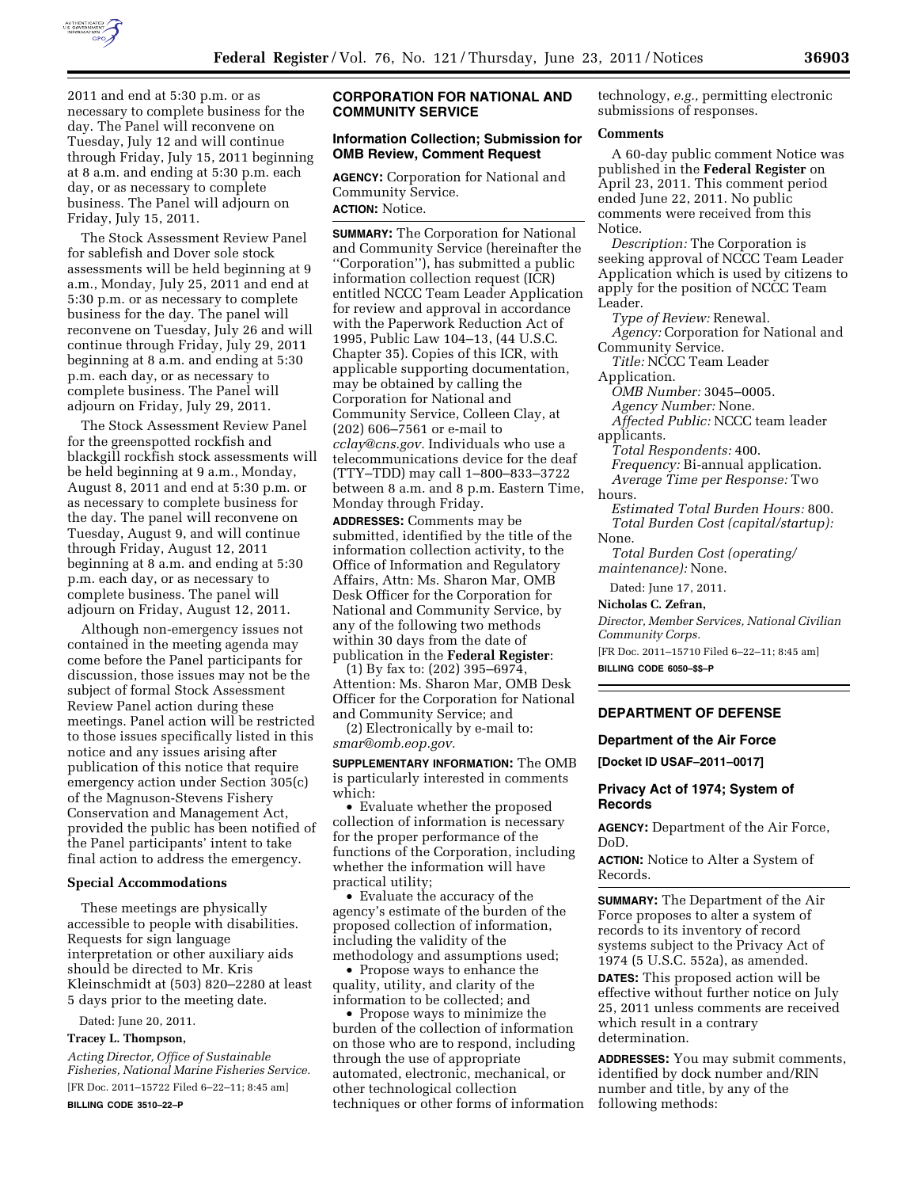2011 and end at 5:30 p.m. or as necessary to complete business for the day. The Panel will reconvene on Tuesday, July 12 and will continue through Friday, July 15, 2011 beginning at 8 a.m. and ending at 5:30 p.m. each day, or as necessary to complete business. The Panel will adjourn on Friday, July 15, 2011.

The Stock Assessment Review Panel for sablefish and Dover sole stock assessments will be held beginning at 9 a.m., Monday, July 25, 2011 and end at 5:30 p.m. or as necessary to complete business for the day. The panel will reconvene on Tuesday, July 26 and will continue through Friday, July 29, 2011 beginning at 8 a.m. and ending at 5:30 p.m. each day, or as necessary to complete business. The Panel will adjourn on Friday, July 29, 2011.

The Stock Assessment Review Panel for the greenspotted rockfish and blackgill rockfish stock assessments will be held beginning at 9 a.m., Monday, August 8, 2011 and end at 5:30 p.m. or as necessary to complete business for the day. The panel will reconvene on Tuesday, August 9, and will continue through Friday, August 12, 2011 beginning at 8 a.m. and ending at 5:30 p.m. each day, or as necessary to complete business. The panel will adjourn on Friday, August 12, 2011.

Although non-emergency issues not contained in the meeting agenda may come before the Panel participants for discussion, those issues may not be the subject of formal Stock Assessment Review Panel action during these meetings. Panel action will be restricted to those issues specifically listed in this notice and any issues arising after publication of this notice that require emergency action under Section 305(c) of the Magnuson-Stevens Fishery Conservation and Management Act, provided the public has been notified of the Panel participants' intent to take final action to address the emergency.

### Special Accommodations

These meetings are physically accessible to people with disabilities. Requests for sign language interpretation or other auxiliary aids should be directed to Mr. Kris Kleinschmidt at (503) 820–2280 at least 5 days prior to the meeting date.

Dated: June 20, 2011.

**Tracey L. Thompson,**

*Acting Director, Office of Sustainable Fisheries, National Marine Fisheries Service.*

[FR Doc. 2011–15722 Filed 6–22–11; 8:45 am]

**BILLING CODE 3510–22–P**

## CORPORATION FOR NATIONAL AND COMMUNITY SERVICE

### Information Collection; Submission for OMB Review, Comment Request

**AGENCY:** Corporation for National and Community Service.

**ACTION:** Notice.

**SUMMARY:** The Corporation for National and Community Service (hereinafter the ''Corporation''), has submitted a public information collection request (ICR) entitled NCCC Team Leader Application for review and approval in accordance with the Paperwork Reduction Act of 1995, Public Law 104–13, (44 U.S.C. Chapter 35). Copies of this ICR, with applicable supporting documentation, may be obtained by calling the Corporation for National and Community Service, Colleen Clay, at (202) 606–7561 or e-mail to *cclay@cns.gov.* Individuals who use a telecommunications device for the deaf (TTY–TDD) may call 1–800–833–3722 between 8 a.m. and 8 p.m. Eastern Time, Monday through Friday.

**ADDRESSES:** Comments may be submitted, identified by the title of the information collection activity, to the Office of Information and Regulatory Affairs, Attn: Ms. Sharon Mar, OMB Desk Officer for the Corporation for National and Community Service, by any of the following two methods within 30 days from the date of publication in the **Federal Register**:

(1) By fax to: (202) 395–6974, Attention: Ms. Sharon Mar, OMB Desk Officer for the Corporation for National and Community Service; and

(2) Electronically by e-mail to: *smar@omb.eop.gov.*

**SUPPLEMENTARY INFORMATION:** The OMB is particularly interested in comments which:

- Evaluate whether the proposed collection of information is necessary for the proper performance of the functions of the Corporation, including whether the information will have practical utility;
- Evaluate the accuracy of the agency's estimate of the burden of the proposed collection of information, including the validity of the methodology and assumptions used;
- Propose ways to enhance the quality, utility, and clarity of the information to be collected; and
- Propose ways to minimize the burden of the collection of information on those who are to respond, including through the use of appropriate automated, electronic, mechanical, or other technological collection techniques or other forms of information technology, *e.g.,* permitting electronic submissions of responses.

### Comments

A 60-day public comment Notice was published in the **Federal Register** on April 23, 2011. This comment period ended June 22, 2011. No public comments were received from this Notice.

*Description:* The Corporation is seeking approval of NCCC Team Leader Application which is used by citizens to apply for the position of NCCC Team Leader.

*Type of Review:* Renewal.

*Agency:* Corporation for National and Community Service.

*Title:* NCCC Team Leader Application.

*OMB Number:* 3045–0005.

*Agency Number:* None.

*Affected Public:* NCCC team leader applicants.

*Total Respondents:* 400.

*Frequency:* Bi-annual application.

*Average Time per Response:* Two hours.

*Estimated Total Burden Hours:* 800.

*Total Burden Cost (capital/startup):* None.

*Total Burden Cost (operating/maintenance):* None.

Dated: June 17, 2011.

**Nicholas C. Zefran,**

*Director, Member Services, National Civilian Community Corps.*

[FR Doc. 2011–15710 Filed 6–22–11; 8:45 am]

**BILLING CODE 6050–$$–P**

## DEPARTMENT OF DEFENSE

### Department of the Air Force

**[Docket ID USAF–2011–0017]**

### Privacy Act of 1974; System of Records

**AGENCY:** Department of the Air Force, DoD.

**ACTION:** Notice to Alter a System of Records.

**SUMMARY:** The Department of the Air Force proposes to alter a system of records to its inventory of record systems subject to the Privacy Act of 1974 (5 U.S.C. 552a), as amended.

**DATES:** This proposed action will be effective without further notice on July 25, 2011 unless comments are received which result in a contrary determination.

**ADDRESSES:** You may submit comments, identified by dock number and/RIN number and title, by any of the following methods: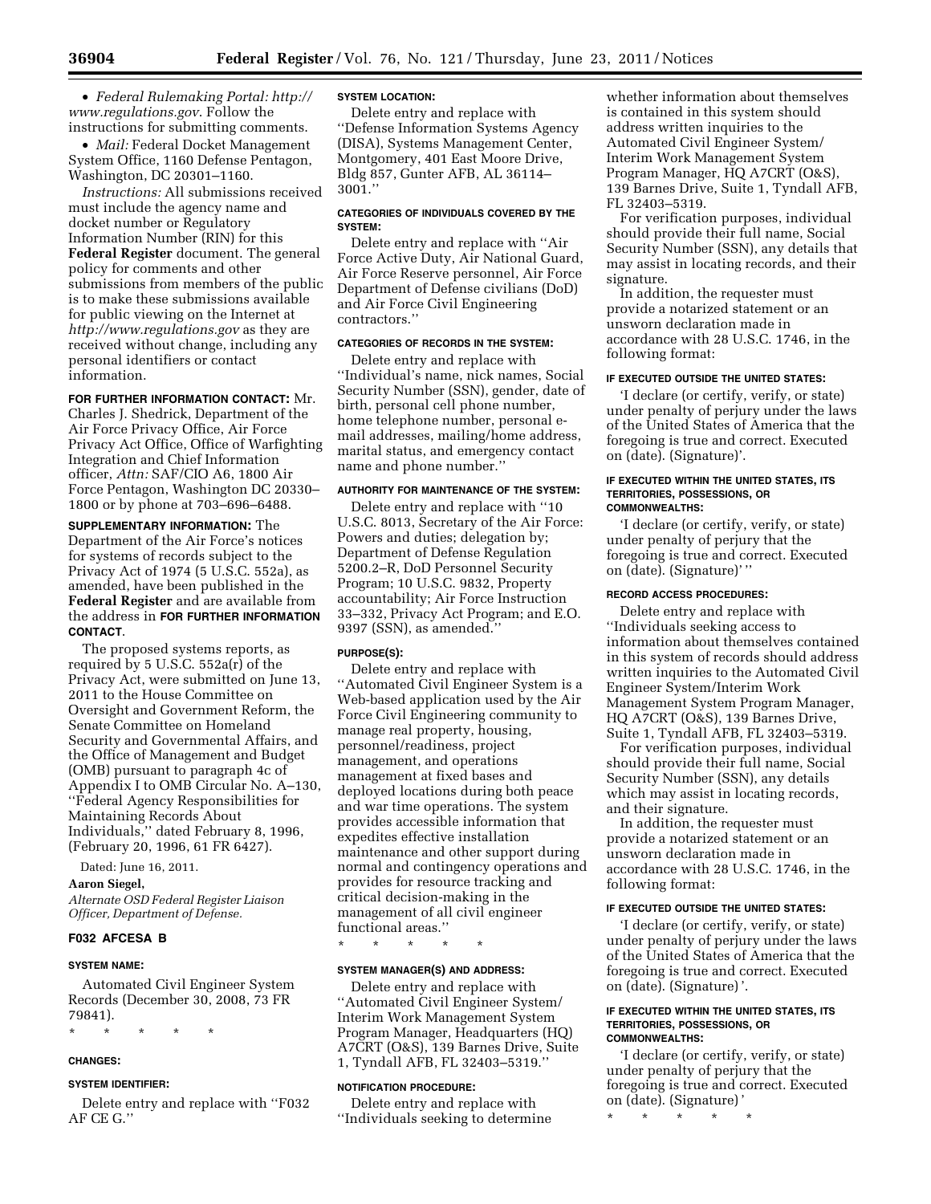- *Federal Rulemaking Portal: http://www.regulations.gov*. Follow the instructions for submitting comments.
- *Mail:* Federal Docket Management System Office, 1160 Defense Pentagon, Washington, DC 20301–1160.

*Instructions:* All submissions received must include the agency name and docket number or Regulatory Information Number (RIN) for this **Federal Register** document. The general policy for comments and other submissions from members of the public is to make these submissions available for public viewing on the Internet at *http://www.regulations.gov* as they are received without change, including any personal identifiers or contact information.

**FOR FURTHER INFORMATION CONTACT:** Mr. Charles J. Shedrick, Department of the Air Force Privacy Office, Air Force Privacy Act Office, Office of Warfighting Integration and Chief Information officer, *Attn:* SAF/CIO A6, 1800 Air Force Pentagon, Washington DC 20330–1800 or by phone at 703–696–6488.

**SUPPLEMENTARY INFORMATION:** The Department of the Air Force's notices for systems of records subject to the Privacy Act of 1974 (5 U.S.C. 552a), as amended, have been published in the **Federal Register** and are available from the address in **FOR FURTHER INFORMATION CONTACT**.

The proposed systems reports, as required by 5 U.S.C. 552a(r) of the Privacy Act, were submitted on June 13, 2011 to the House Committee on Oversight and Government Reform, the Senate Committee on Homeland Security and Governmental Affairs, and the Office of Management and Budget (OMB) pursuant to paragraph 4c of Appendix I to OMB Circular No. A–130, ''Federal Agency Responsibilities for Maintaining Records About Individuals,'' dated February 8, 1996, (February 20, 1996, 61 FR 6427).

Dated: June 16, 2011.

**Aaron Siegel,**

*Alternate OSD Federal Register Liaison Officer, Department of Defense.*

## F032 AFCESA B

### SYSTEM NAME:

Automated Civil Engineer System Records (December 30, 2008, 73 FR 79841).

\* \* \* \* \*

### CHANGES:

### SYSTEM IDENTIFIER:

Delete entry and replace with ''F032 AF CE G.''

### SYSTEM LOCATION:

Delete entry and replace with ''Defense Information Systems Agency (DISA), Systems Management Center, Montgomery, 401 East Moore Drive, Bldg 857, Gunter AFB, AL 36114–3001.''

### CATEGORIES OF INDIVIDUALS COVERED BY THE SYSTEM:

Delete entry and replace with ''Air Force Active Duty, Air National Guard, Air Force Reserve personnel, Air Force Department of Defense civilians (DoD) and Air Force Civil Engineering contractors.''

### CATEGORIES OF RECORDS IN THE SYSTEM:

Delete entry and replace with ''Individual's name, nick names, Social Security Number (SSN), gender, date of birth, personal cell phone number, home telephone number, personal e-mail addresses, mailing/home address, marital status, and emergency contact name and phone number.''

### AUTHORITY FOR MAINTENANCE OF THE SYSTEM:

Delete entry and replace with ''10 U.S.C. 8013, Secretary of the Air Force: Powers and duties; delegation by; Department of Defense Regulation 5200.2–R, DoD Personnel Security Program; 10 U.S.C. 9832, Property accountability; Air Force Instruction 33–332, Privacy Act Program; and E.O. 9397 (SSN), as amended.''

### PURPOSE(S):

Delete entry and replace with ''Automated Civil Engineer System is a Web-based application used by the Air Force Civil Engineering community to manage real property, housing, personnel/readiness, project management, and operations management at fixed bases and deployed locations during both peace and war time operations. The system provides accessible information that expedites effective installation maintenance and other support during normal and contingency operations and provides for resource tracking and critical decision-making in the management of all civil engineer functional areas.''

\* \* \* \* \*

### SYSTEM MANAGER(S) AND ADDRESS:

Delete entry and replace with ''Automated Civil Engineer System/Interim Work Management System Program Manager, Headquarters (HQ) A7CRT (O&S), 139 Barnes Drive, Suite 1, Tyndall AFB, FL 32403–5319.''

### NOTIFICATION PROCEDURE:

Delete entry and replace with ''Individuals seeking to determine whether information about themselves is contained in this system should address written inquiries to the Automated Civil Engineer System/Interim Work Management System Program Manager, HQ A7CRT (O&S), 139 Barnes Drive, Suite 1, Tyndall AFB, FL 32403–5319.

For verification purposes, individual should provide their full name, Social Security Number (SSN), any details that may assist in locating records, and their signature.

In addition, the requester must provide a notarized statement or an unsworn declaration made in accordance with 28 U.S.C. 1746, in the following format:

#### IF EXECUTED OUTSIDE THE UNITED STATES:

'I declare (or certify, verify, or state) under penalty of perjury under the laws of the United States of America that the foregoing is true and correct. Executed on (date). (Signature)'.

#### IF EXECUTED WITHIN THE UNITED STATES, ITS TERRITORIES, POSSESSIONS, OR COMMONWEALTHS:

'I declare (or certify, verify, or state) under penalty of perjury that the foregoing is true and correct. Executed on (date). (Signature)' ''

### RECORD ACCESS PROCEDURES:

Delete entry and replace with ''Individuals seeking access to information about themselves contained in this system of records should address written inquiries to the Automated Civil Engineer System/Interim Work Management System Program Manager, HQ A7CRT (O&S), 139 Barnes Drive, Suite 1, Tyndall AFB, FL 32403–5319.

For verification purposes, individual should provide their full name, Social Security Number (SSN), any details which may assist in locating records, and their signature.

In addition, the requester must provide a notarized statement or an unsworn declaration made in accordance with 28 U.S.C. 1746, in the following format:

#### IF EXECUTED OUTSIDE THE UNITED STATES:

'I declare (or certify, verify, or state) under penalty of perjury under the laws of the United States of America that the foregoing is true and correct. Executed on (date). (Signature)'.

#### IF EXECUTED WITHIN THE UNITED STATES, ITS TERRITORIES, POSSESSIONS, OR COMMONWEALTHS:

'I declare (or certify, verify, or state) under penalty of perjury that the foregoing is true and correct. Executed on (date). (Signature)'

\* \* \* \* \*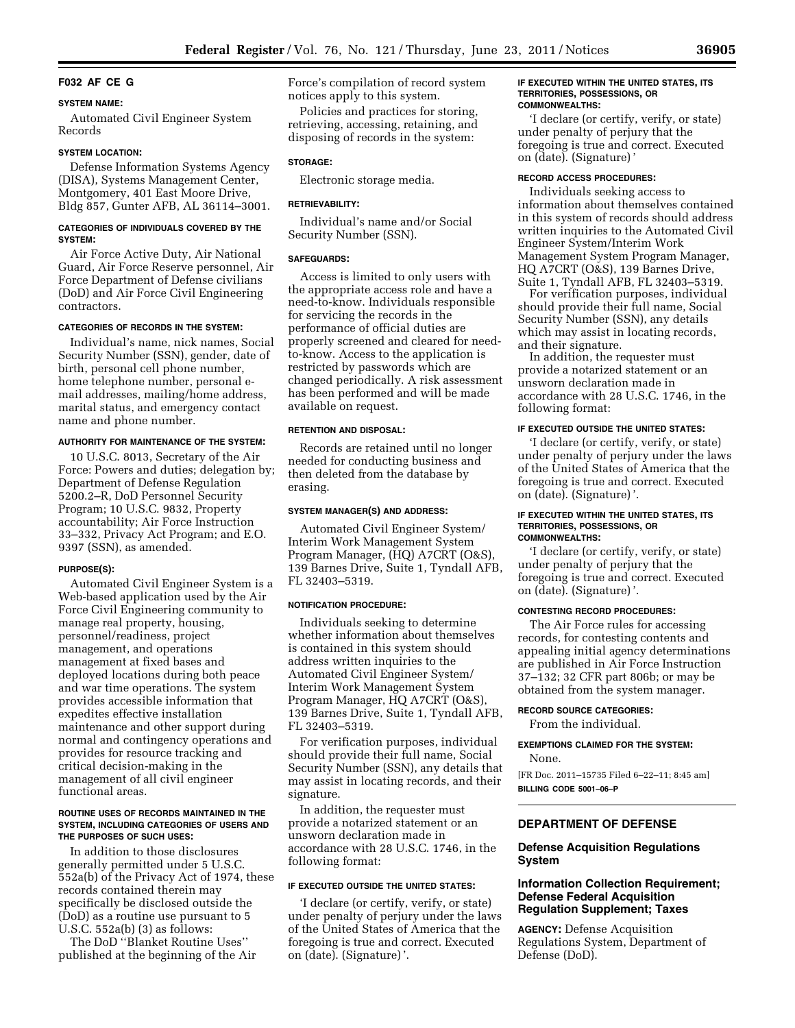**F032 AF CE G**

**SYSTEM NAME:**

Automated Civil Engineer System Records

**SYSTEM LOCATION:**

Defense Information Systems Agency (DISA), Systems Management Center, Montgomery, 401 East Moore Drive, Bldg 857, Gunter AFB, AL 36114–3001.

**CATEGORIES OF INDIVIDUALS COVERED BY THE SYSTEM:**

Air Force Active Duty, Air National Guard, Air Force Reserve personnel, Air Force Department of Defense civilians (DoD) and Air Force Civil Engineering contractors.

**CATEGORIES OF RECORDS IN THE SYSTEM:**

Individual's name, nick names, Social Security Number (SSN), gender, date of birth, personal cell phone number, home telephone number, personal e-mail addresses, mailing/home address, marital status, and emergency contact name and phone number.

**AUTHORITY FOR MAINTENANCE OF THE SYSTEM:**

10 U.S.C. 8013, Secretary of the Air Force: Powers and duties; delegation by; Department of Defense Regulation 5200.2–R, DoD Personnel Security Program; 10 U.S.C. 9832, Property accountability; Air Force Instruction 33–332, Privacy Act Program; and E.O. 9397 (SSN), as amended.

**PURPOSE(S):**

Automated Civil Engineer System is a Web-based application used by the Air Force Civil Engineering community to manage real property, housing, personnel/readiness, project management, and operations management at fixed bases and deployed locations during both peace and war time operations. The system provides accessible information that expedites effective installation maintenance and other support during normal and contingency operations and provides for resource tracking and critical decision-making in the management of all civil engineer functional areas.

**ROUTINE USES OF RECORDS MAINTAINED IN THE SYSTEM, INCLUDING CATEGORIES OF USERS AND THE PURPOSES OF SUCH USES:**

In addition to those disclosures generally permitted under 5 U.S.C. 552a(b) of the Privacy Act of 1974, these records contained therein may specifically be disclosed outside the (DoD) as a routine use pursuant to 5 U.S.C. 552a(b) (3) as follows:

The DoD ''Blanket Routine Uses'' published at the beginning of the Air Force's compilation of record system notices apply to this system.

Policies and practices for storing, retrieving, accessing, retaining, and disposing of records in the system:

**STORAGE:**

Electronic storage media.

**RETRIEVABILITY:**

Individual's name and/or Social Security Number (SSN).

**SAFEGUARDS:**

Access is limited to only users with the appropriate access role and have a need-to-know. Individuals responsible for servicing the records in the performance of official duties are properly screened and cleared for need-to-know. Access to the application is restricted by passwords which are changed periodically. A risk assessment has been performed and will be made available on request.

**RETENTION AND DISPOSAL:**

Records are retained until no longer needed for conducting business and then deleted from the database by erasing.

**SYSTEM MANAGER(S) AND ADDRESS:**

Automated Civil Engineer System/ Interim Work Management System Program Manager, (HQ) A7CRT (O&S), 139 Barnes Drive, Suite 1, Tyndall AFB, FL 32403–5319.

**NOTIFICATION PROCEDURE:**

Individuals seeking to determine whether information about themselves is contained in this system should address written inquiries to the Automated Civil Engineer System/ Interim Work Management System Program Manager, HQ A7CRT (O&S), 139 Barnes Drive, Suite 1, Tyndall AFB, FL 32403–5319.

For verification purposes, individual should provide their full name, Social Security Number (SSN), any details that may assist in locating records, and their signature.

In addition, the requester must provide a notarized statement or an unsworn declaration made in accordance with 28 U.S.C. 1746, in the following format:

**IF EXECUTED OUTSIDE THE UNITED STATES:**

'I declare (or certify, verify, or state) under penalty of perjury under the laws of the United States of America that the foregoing is true and correct. Executed on (date). (Signature)'.

**IF EXECUTED WITHIN THE UNITED STATES, ITS TERRITORIES, POSSESSIONS, OR COMMONWEALTHS:**

'I declare (or certify, verify, or state) under penalty of perjury that the foregoing is true and correct. Executed on (date). (Signature)'

**RECORD ACCESS PROCEDURES:**

Individuals seeking access to information about themselves contained in this system of records should address written inquiries to the Automated Civil Engineer System/Interim Work Management System Program Manager, HQ A7CRT (O&S), 139 Barnes Drive, Suite 1, Tyndall AFB, FL 32403–5319.

For verification purposes, individual should provide their full name, Social Security Number (SSN), any details which may assist in locating records, and their signature.

In addition, the requester must provide a notarized statement or an unsworn declaration made in accordance with 28 U.S.C. 1746, in the following format:

**IF EXECUTED OUTSIDE THE UNITED STATES:**

'I declare (or certify, verify, or state) under penalty of perjury under the laws of the United States of America that the foregoing is true and correct. Executed on (date). (Signature)'.

**IF EXECUTED WITHIN THE UNITED STATES, ITS TERRITORIES, POSSESSIONS, OR COMMONWEALTHS:**

'I declare (or certify, verify, or state) under penalty of perjury that the foregoing is true and correct. Executed on (date). (Signature)'.

**CONTESTING RECORD PROCEDURES:**

The Air Force rules for accessing records, for contesting contents and appealing initial agency determinations are published in Air Force Instruction 37–132; 32 CFR part 806b; or may be obtained from the system manager.

**RECORD SOURCE CATEGORIES:**

From the individual.

**EXEMPTIONS CLAIMED FOR THE SYSTEM:**

None.

[FR Doc. 2011–15735 Filed 6–22–11; 8:45 am]

**BILLING CODE 5001–06–P**

## DEPARTMENT OF DEFENSE

### Defense Acquisition Regulations System

### Information Collection Requirement; Defense Federal Acquisition Regulation Supplement; Taxes

**AGENCY:** Defense Acquisition Regulations System, Department of Defense (DoD).